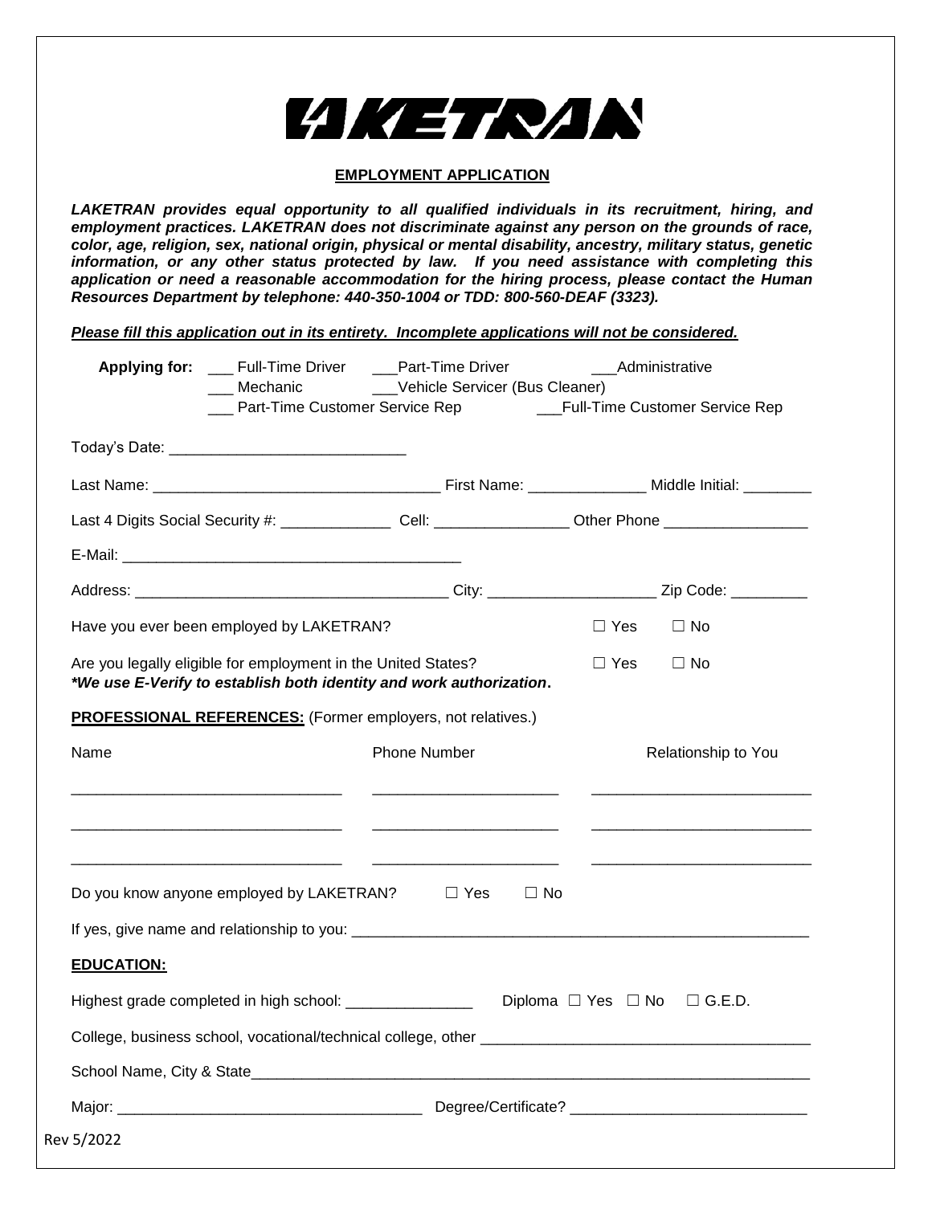# LAKETRAN

## EMPLOYMENT APPLICATION

***LAKETRAN provides equal opportunity to all qualified individuals in its recruitment, hiring, and employment practices. LAKETRAN does not discriminate against any person on the grounds of race, color, age, religion, sex, national origin, physical or mental disability, ancestry, military status, genetic information, or any other status protected by law. If you need assistance with completing this application or need a reasonable accommodation for the hiring process, please contact the Human Resources Department by telephone: 440-350-1004 or TDD: 800-560-DEAF (3323).***

***Please fill this application out in its entirety. Incomplete applications will not be considered.***

**Applying for:** ___ Full-Time Driver ___Part-Time Driver ___Administrative
___ Mechanic ___Vehicle Servicer (Bus Cleaner)
___ Part-Time Customer Service Rep ___Full-Time Customer Service Rep

Today's Date: ____________________________

Last Name: __________________________________ First Name: ______________ Middle Initial: ________

Last 4 Digits Social Security #: _____________ Cell: ________________ Other Phone _________________

E-Mail: _________________________________________

Address: _____________________________________ City: ____________________ Zip Code: _________

Have you ever been employed by LAKETRAN? ☐ Yes ☐ No

Are you legally eligible for employment in the United States? ☐ Yes ☐ No
***\*We use E-Verify to establish both identity and work authorization.***

**PROFESSIONAL REFERENCES:** (Former employers, not relatives.)

| Name | Phone Number | Relationship to You |
|---|---|---|
| ________________________________ | ______________________ | __________________________ |
| ________________________________ | ______________________ | __________________________ |
| ________________________________ | ______________________ | __________________________ |

Do you know anyone employed by LAKETRAN? ☐ Yes ☐ No

If yes, give name and relationship to you: ________________________________________________________

**EDUCATION:**

Highest grade completed in high school: _______________ Diploma ☐ Yes ☐ No ☐ G.E.D.

College, business school, vocational/technical college, other ______________________________________

School Name, City & State_____________________________________________________________________

Major: ____________________________________ Degree/Certificate? ___________________________

Rev 5/2022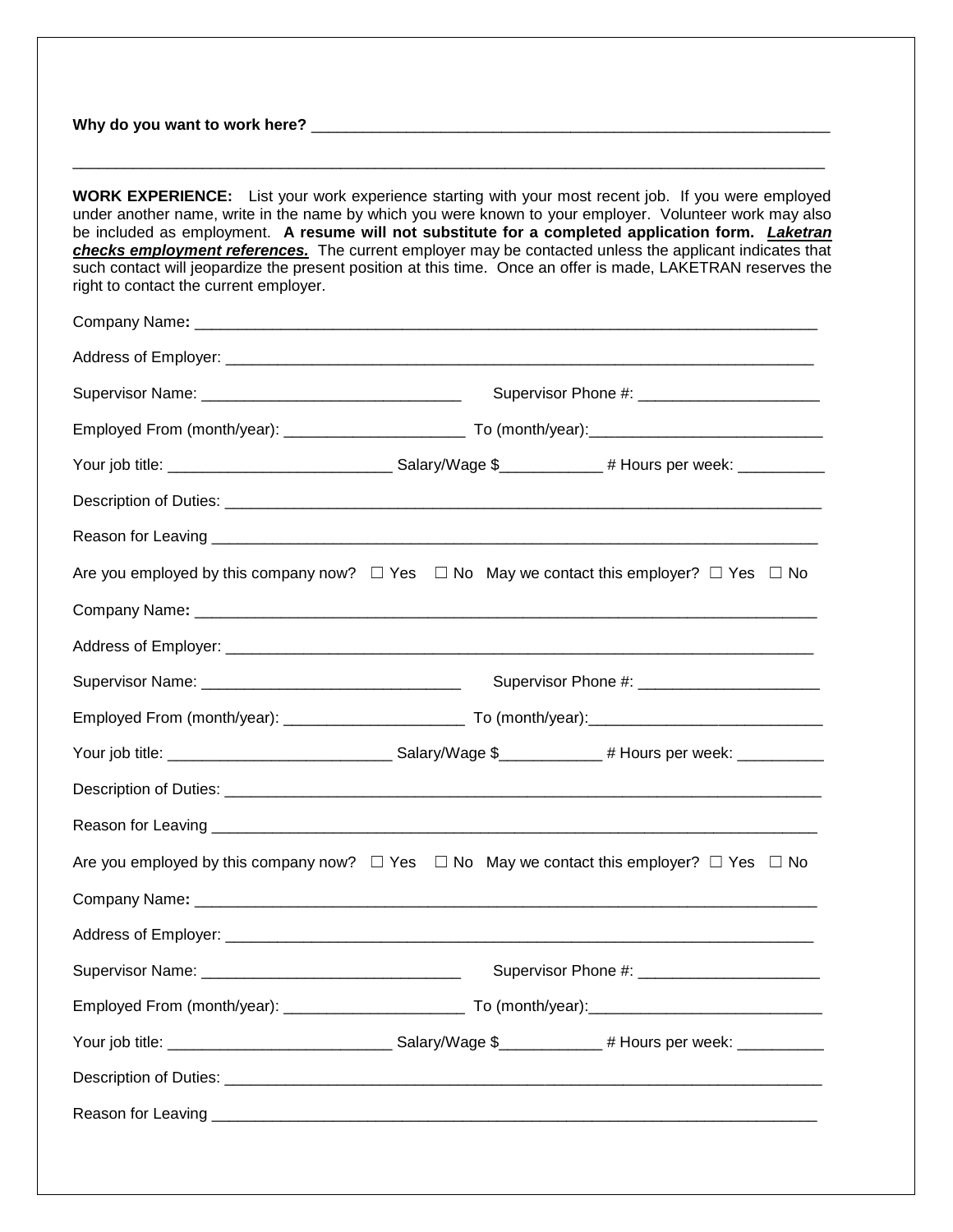**Why do you want to work here?** ______________________________________________________________

________________________________________________________________________________________

**WORK EXPERIENCE:** List your work experience starting with your most recent job. If you were employed under another name, write in the name by which you were known to your employer. Volunteer work may also be included as employment. **A resume will not substitute for a completed application form.** ***Laketran checks employment references.*** The current employer may be contacted unless the applicant indicates that such contact will jeopardize the present position at this time. Once an offer is made, LAKETRAN reserves the right to contact the current employer.

Company Name**:** ________________________________________________________________________

Address of Employer: _____________________________________________________________________

Supervisor Name: ______________________________ Supervisor Phone #: _____________________

Employed From (month/year): _____________________ To (month/year):___________________________

Your job title: __________________________ Salary/Wage $____________ # Hours per week: __________

Description of Duties: _____________________________________________________________________

Reason for Leaving _______________________________________________________________________

Are you employed by this company now? ☐ Yes ☐ No May we contact this employer? ☐ Yes ☐ No

Company Name**:** ________________________________________________________________________

Address of Employer: _____________________________________________________________________

Supervisor Name: ______________________________ Supervisor Phone #: _____________________

Employed From (month/year): _____________________ To (month/year):___________________________

Your job title: __________________________ Salary/Wage $____________ # Hours per week: __________

Description of Duties: _____________________________________________________________________

Reason for Leaving _______________________________________________________________________

Are you employed by this company now? ☐ Yes ☐ No May we contact this employer? ☐ Yes ☐ No

Company Name**:** ________________________________________________________________________

Address of Employer: _____________________________________________________________________

Supervisor Name: ______________________________ Supervisor Phone #: _____________________

Employed From (month/year): _____________________ To (month/year):___________________________

Your job title: __________________________ Salary/Wage $____________ # Hours per week: __________

Description of Duties: _____________________________________________________________________

Reason for Leaving _______________________________________________________________________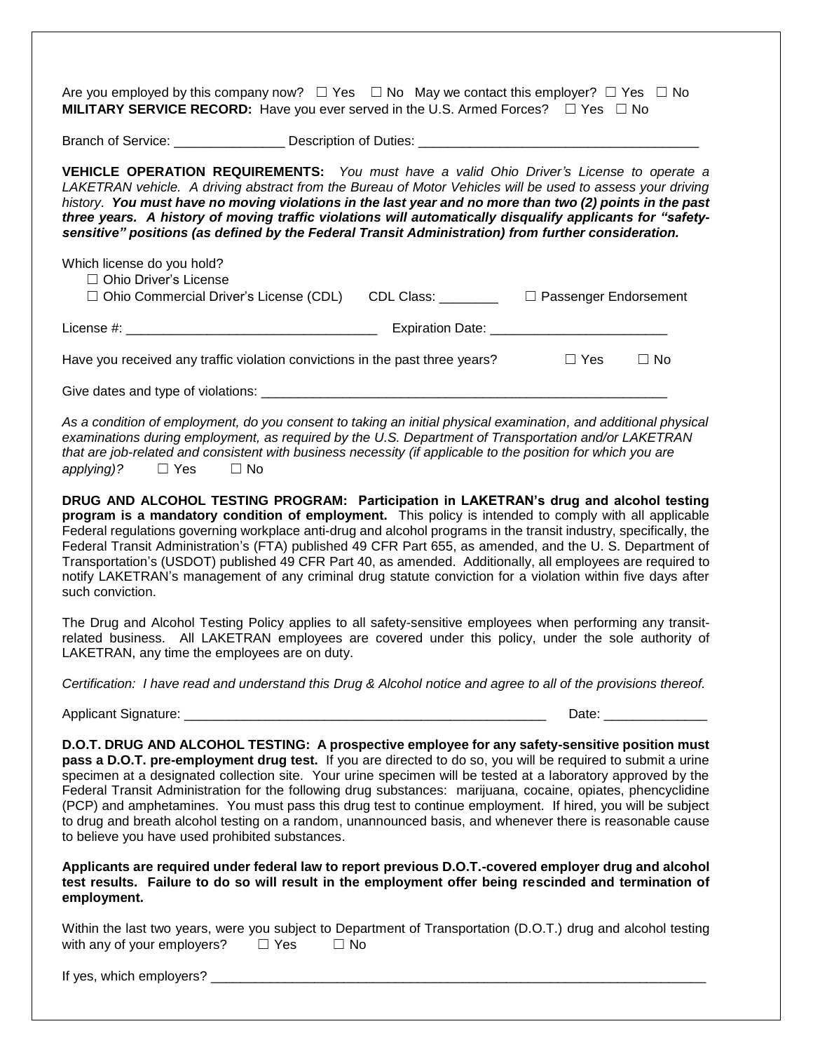Are you employed by this company now? ☐ Yes ☐ No May we contact this employer? ☐ Yes ☐ No
**MILITARY SERVICE RECORD:** Have you ever served in the U.S. Armed Forces? ☐ Yes ☐ No

Branch of Service: _______________ Description of Duties: ______________________________________

**VEHICLE OPERATION REQUIREMENTS:** *You must have a valid Ohio Driver's License to operate a LAKETRAN vehicle. A driving abstract from the Bureau of Motor Vehicles will be used to assess your driving history.* ***You must have no moving violations in the last year and no more than two (2) points in the past three years. A history of moving traffic violations will automatically disqualify applicants for "safety-sensitive" positions (as defined by the Federal Transit Administration) from further consideration.***

Which license do you hold?
☐ Ohio Driver's License
☐ Ohio Commercial Driver's License (CDL) CDL Class: ________ ☐ Passenger Endorsement

License #: __________________________________ Expiration Date: ________________________

Have you received any traffic violation convictions in the past three years? ☐ Yes ☐ No

Give dates and type of violations: ________________________________________________________

*As a condition of employment, do you consent to taking an initial physical examination, and additional physical examinations during employment, as required by the U.S. Department of Transportation and/or LAKETRAN that are job-related and consistent with business necessity (if applicable to the position for which you are applying)?* ☐ Yes ☐ No

**DRUG AND ALCOHOL TESTING PROGRAM: Participation in LAKETRAN's drug and alcohol testing program is a mandatory condition of employment.** This policy is intended to comply with all applicable Federal regulations governing workplace anti-drug and alcohol programs in the transit industry, specifically, the Federal Transit Administration's (FTA) published 49 CFR Part 655, as amended, and the U. S. Department of Transportation's (USDOT) published 49 CFR Part 40, as amended. Additionally, all employees are required to notify LAKETRAN's management of any criminal drug statute conviction for a violation within five days after such conviction.

The Drug and Alcohol Testing Policy applies to all safety-sensitive employees when performing any transit-related business. All LAKETRAN employees are covered under this policy, under the sole authority of LAKETRAN, any time the employees are on duty.

*Certification: I have read and understand this Drug & Alcohol notice and agree to all of the provisions thereof.*

Applicant Signature: ___________________________________________________ Date: ______________

**D.O.T. DRUG AND ALCOHOL TESTING: A prospective employee for any safety-sensitive position must pass a D.O.T. pre-employment drug test.** If you are directed to do so, you will be required to submit a urine specimen at a designated collection site. Your urine specimen will be tested at a laboratory approved by the Federal Transit Administration for the following drug substances: marijuana, cocaine, opiates, phencyclidine (PCP) and amphetamines. You must pass this drug test to continue employment. If hired, you will be subject to drug and breath alcohol testing on a random, unannounced basis, and whenever there is reasonable cause to believe you have used prohibited substances.

**Applicants are required under federal law to report previous D.O.T.-covered employer drug and alcohol test results. Failure to do so will result in the employment offer being rescinded and termination of employment.**

Within the last two years, were you subject to Department of Transportation (D.O.T.) drug and alcohol testing with any of your employers? ☐ Yes ☐ No

If yes, which employers? ______________________________________________________________________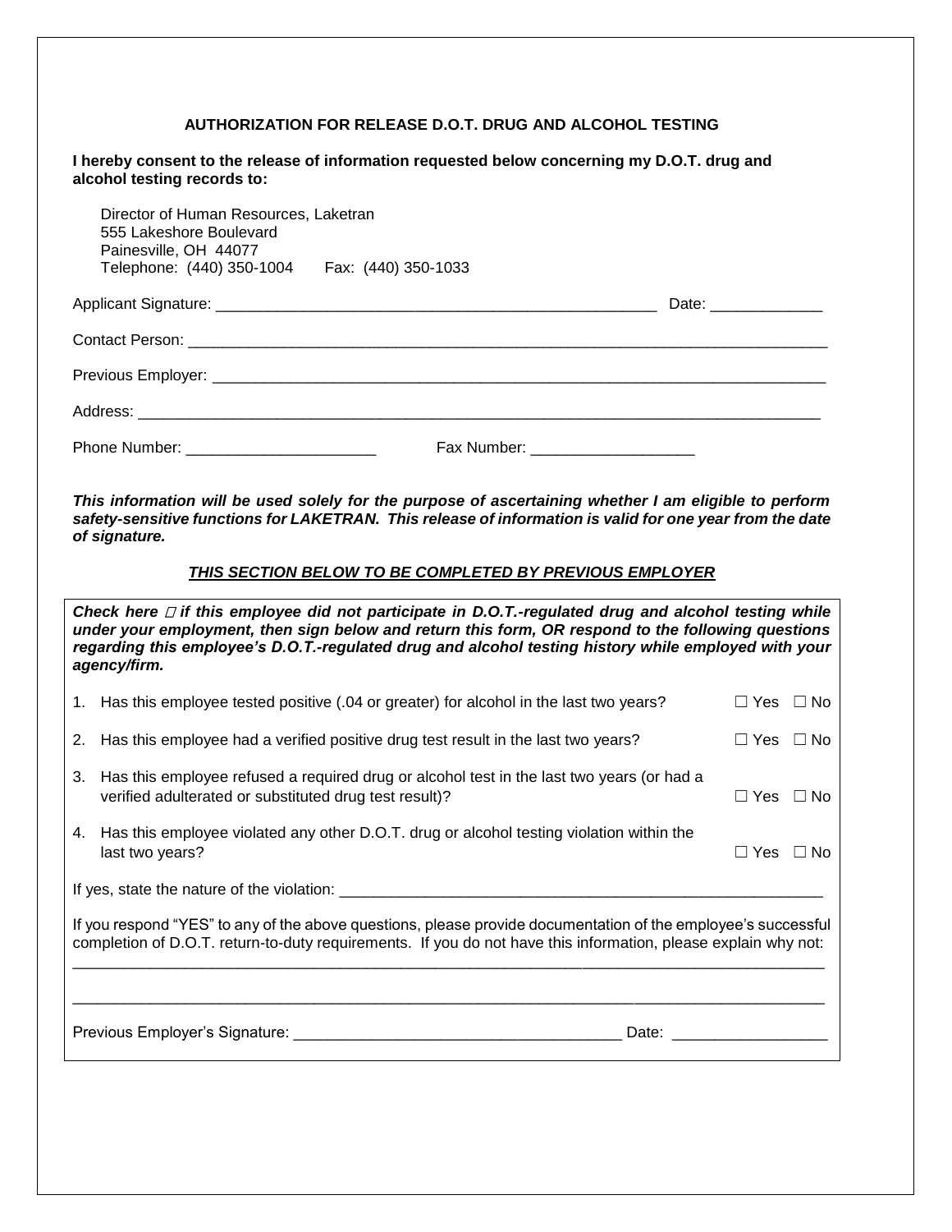# AUTHORIZATION FOR RELEASE D.O.T. DRUG AND ALCOHOL TESTING

**I hereby consent to the release of information requested below concerning my D.O.T. drug and alcohol testing records to:**

Director of Human Resources, Laketran
555 Lakeshore Boulevard
Painesville, OH 44077
Telephone: (440) 350-1004 Fax: (440) 350-1033

Applicant Signature: ______________________________________________________ Date: _____________

Contact Person: ______________________________________________________________________________

Previous Employer: ____________________________________________________________________________

Address: _____________________________________________________________________________________

Phone Number: ______________________ Fax Number: ___________________

***This information will be used solely for the purpose of ascertaining whether I am eligible to perform safety-sensitive functions for LAKETRAN. This release of information is valid for one year from the date of signature.***

***THIS SECTION BELOW TO BE COMPLETED BY PREVIOUS EMPLOYER***

***Check here ☐ if this employee did not participate in D.O.T.-regulated drug and alcohol testing while under your employment, then sign below and return this form, OR respond to the following questions regarding this employee's D.O.T.-regulated drug and alcohol testing history while employed with your agency/firm.***

1. Has this employee tested positive (.04 or greater) for alcohol in the last two years? ☐ Yes ☐ No
2. Has this employee had a verified positive drug test result in the last two years? ☐ Yes ☐ No
3. Has this employee refused a required drug or alcohol test in the last two years (or had a verified adulterated or substituted drug test result)? ☐ Yes ☐ No
4. Has this employee violated any other D.O.T. drug or alcohol testing violation within the last two years? ☐ Yes ☐ No

If yes, state the nature of the violation: ________________________________________________________

If you respond "YES" to any of the above questions, please provide documentation of the employee's successful completion of D.O.T. return-to-duty requirements. If you do not have this information, please explain why not:

______________________________________________________________________________________________

______________________________________________________________________________________________

Previous Employer's Signature: ______________________________________ Date: __________________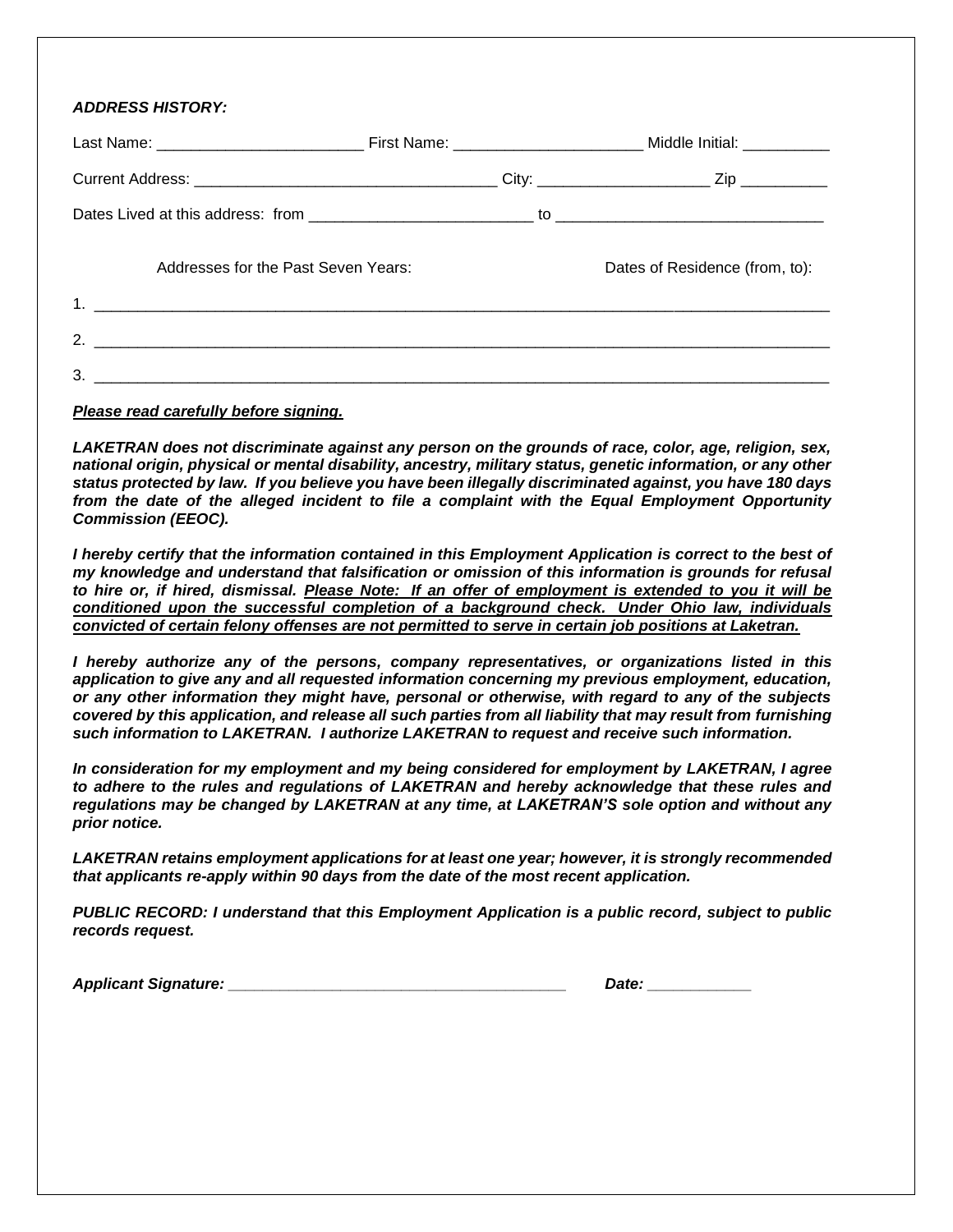***ADDRESS HISTORY:***

Last Name: ________________________ First Name: ______________________ Middle Initial: __________

Current Address: ___________________________________ City: ____________________ Zip __________

Dates Lived at this address: from ___________________________ to _______________________________

Addresses for the Past Seven Years: Dates of Residence (from, to):

1. ________________________________________________________________________________________

2. ________________________________________________________________________________________

3. ________________________________________________________________________________________

***<u>Please read carefully before signing.</u>***

***LAKETRAN does not discriminate against any person on the grounds of race, color, age, religion, sex, national origin, physical or mental disability, ancestry, military status, genetic information, or any other status protected by law. If you believe you have been illegally discriminated against, you have 180 days from the date of the alleged incident to file a complaint with the Equal Employment Opportunity Commission (EEOC).***

***I hereby certify that the information contained in this Employment Application is correct to the best of my knowledge and understand that falsification or omission of this information is grounds for refusal to hire or, if hired, dismissal. <u>Please Note: If an offer of employment is extended to you it will be conditioned upon the successful completion of a background check. Under Ohio law, individuals convicted of certain felony offenses are not permitted to serve in certain job positions at Laketran.</u>***

***I hereby authorize any of the persons, company representatives, or organizations listed in this application to give any and all requested information concerning my previous employment, education, or any other information they might have, personal or otherwise, with regard to any of the subjects covered by this application, and release all such parties from all liability that may result from furnishing such information to LAKETRAN. I authorize LAKETRAN to request and receive such information.***

***In consideration for my employment and my being considered for employment by LAKETRAN, I agree to adhere to the rules and regulations of LAKETRAN and hereby acknowledge that these rules and regulations may be changed by LAKETRAN at any time, at LAKETRAN'S sole option and without any prior notice.***

***LAKETRAN retains employment applications for at least one year; however, it is strongly recommended that applicants re-apply within 90 days from the date of the most recent application.***

***PUBLIC RECORD: I understand that this Employment Application is a public record, subject to public records request.***

***Applicant Signature:*** ________________________________________ ***Date:*** ____________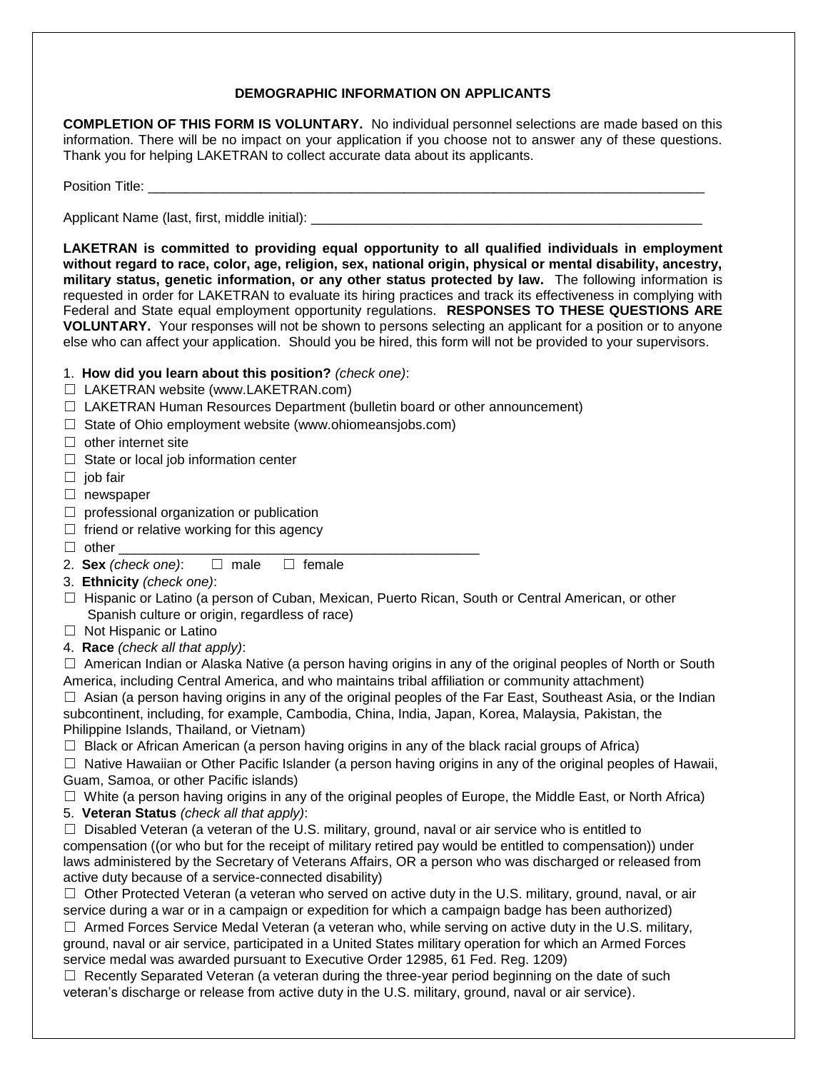## DEMOGRAPHIC INFORMATION ON APPLICANTS

**COMPLETION OF THIS FORM IS VOLUNTARY.** No individual personnel selections are made based on this information. There will be no impact on your application if you choose not to answer any of these questions. Thank you for helping LAKETRAN to collect accurate data about its applicants.

Position Title: ___________________________________________________________________________

Applicant Name (last, first, middle initial): ___________________________________________________

**LAKETRAN is committed to providing equal opportunity to all qualified individuals in employment without regard to race, color, age, religion, sex, national origin, physical or mental disability, ancestry, military status, genetic information, or any other status protected by law.** The following information is requested in order for LAKETRAN to evaluate its hiring practices and track its effectiveness in complying with Federal and State equal employment opportunity regulations. **RESPONSES TO THESE QUESTIONS ARE VOLUNTARY.** Your responses will not be shown to persons selecting an applicant for a position or to anyone else who can affect your application. Should you be hired, this form will not be provided to your supervisors.

1. **How did you learn about this position?** *(check one)*:

☐ LAKETRAN website (www.LAKETRAN.com)
☐ LAKETRAN Human Resources Department (bulletin board or other announcement)
☐ State of Ohio employment website (www.ohiomeansjobs.com)
☐ other internet site
☐ State or local job information center
☐ job fair
☐ newspaper
☐ professional organization or publication
☐ friend or relative working for this agency
☐ other ______________________________________________

2. **Sex** *(check one)*: ☐ male ☐ female

3. **Ethnicity** *(check one)*:

☐ Hispanic or Latino (a person of Cuban, Mexican, Puerto Rican, South or Central American, or other Spanish culture or origin, regardless of race)
☐ Not Hispanic or Latino

4. **Race** *(check all that apply)*:

☐ American Indian or Alaska Native (a person having origins in any of the original peoples of North or South America, including Central America, and who maintains tribal affiliation or community attachment)
☐ Asian (a person having origins in any of the original peoples of the Far East, Southeast Asia, or the Indian subcontinent, including, for example, Cambodia, China, India, Japan, Korea, Malaysia, Pakistan, the Philippine Islands, Thailand, or Vietnam)
☐ Black or African American (a person having origins in any of the black racial groups of Africa)
☐ Native Hawaiian or Other Pacific Islander (a person having origins in any of the original peoples of Hawaii, Guam, Samoa, or other Pacific islands)
☐ White (a person having origins in any of the original peoples of Europe, the Middle East, or North Africa)

5. **Veteran Status** *(check all that apply)*:

☐ Disabled Veteran (a veteran of the U.S. military, ground, naval or air service who is entitled to compensation ((or who but for the receipt of military retired pay would be entitled to compensation)) under laws administered by the Secretary of Veterans Affairs, OR a person who was discharged or released from active duty because of a service-connected disability)
☐ Other Protected Veteran (a veteran who served on active duty in the U.S. military, ground, naval, or air service during a war or in a campaign or expedition for which a campaign badge has been authorized)
☐ Armed Forces Service Medal Veteran (a veteran who, while serving on active duty in the U.S. military, ground, naval or air service, participated in a United States military operation for which an Armed Forces service medal was awarded pursuant to Executive Order 12985, 61 Fed. Reg. 1209)
☐ Recently Separated Veteran (a veteran during the three-year period beginning on the date of such veteran's discharge or release from active duty in the U.S. military, ground, naval or air service).